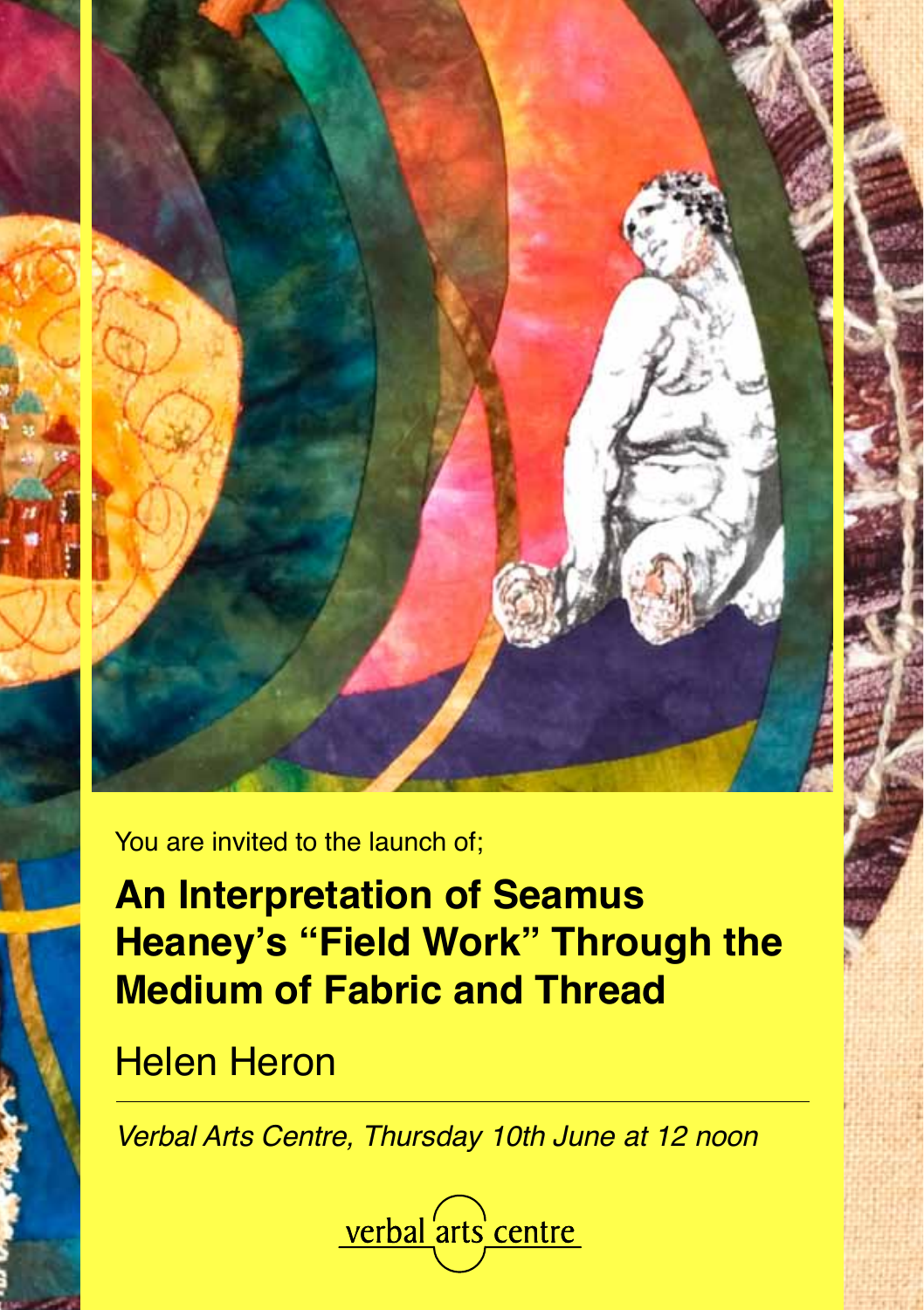You are invited to the launch of;

# An Interpretation of Seamus Heaney's "Field Work" Through the Medium of Fabric and Thread

## Helen Heron

---

*Verbal Arts Centre, Thursday 10th June at 12 noon*

verbal arts centre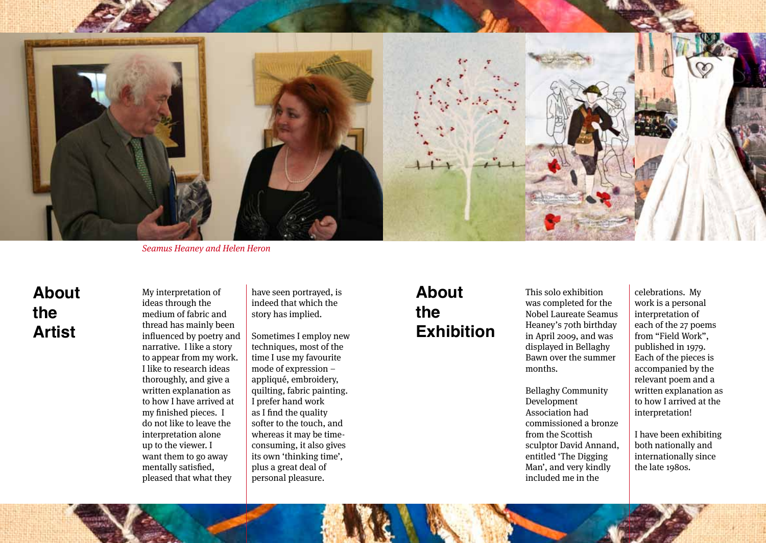*Seamus Heaney and Helen Heron*

# About the Artist

My interpretation of ideas through the medium of fabric and thread has mainly been influenced by poetry and narrative. I like a story to appear from my work. I like to research ideas thoroughly, and give a written explanation as to how I have arrived at my finished pieces. I do not like to leave the interpretation alone up to the viewer. I want them to go away mentally satisfied, pleased that what they have seen portrayed, is indeed that which the story has implied.

Sometimes I employ new techniques, most of the time I use my favourite mode of expression – appliqué, embroidery, quilting, fabric painting. I prefer hand work as I find the quality softer to the touch, and whereas it may be time-consuming, it also gives its own 'thinking time', plus a great deal of personal pleasure.

# About the Exhibition

This solo exhibition was completed for the Nobel Laureate Seamus Heaney's 70th birthday in April 2009, and was displayed in Bellaghy Bawn over the summer months.

Bellaghy Community Development Association had commissioned a bronze from the Scottish sculptor David Annand, entitled 'The Digging Man', and very kindly included me in the celebrations. My work is a personal interpretation of each of the 27 poems from "Field Work", published in 1979. Each of the pieces is accompanied by the relevant poem and a written explanation as to how I arrived at the interpretation!

I have been exhibiting both nationally and internationally since the late 1980s.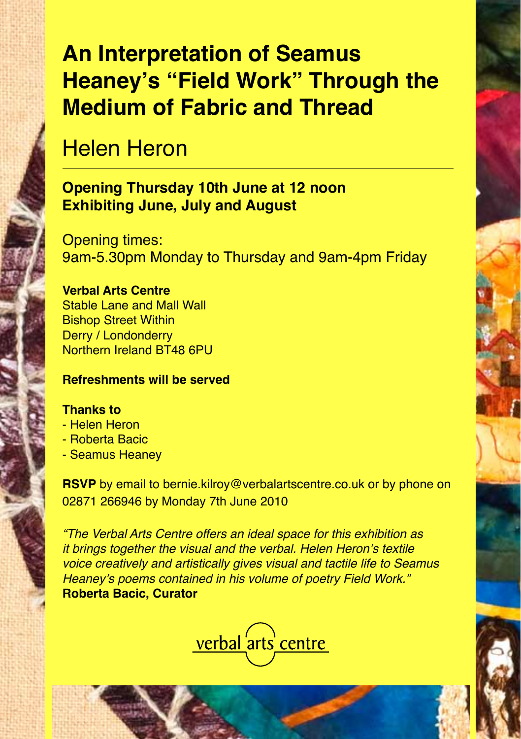# An Interpretation of Seamus Heaney's "Field Work" Through the Medium of Fabric and Thread

## Helen Heron

---

**Opening Thursday 10th June at 12 noon**
**Exhibiting June, July and August**

Opening times:
9am-5.30pm Monday to Thursday and 9am-4pm Friday

**Verbal Arts Centre**
Stable Lane and Mall Wall
Bishop Street Within
Derry / Londonderry
Northern Ireland BT48 6PU

**Refreshments will be served**

**Thanks to**
- Helen Heron
- Roberta Bacic
- Seamus Heaney

**RSVP** by email to bernie.kilroy@verbalartscentre.co.uk or by phone on 02871 266946 by Monday 7th June 2010

*"The Verbal Arts Centre offers an ideal space for this exhibition as it brings together the visual and the verbal. Helen Heron's textile voice creatively and artistically gives visual and tactile life to Seamus Heaney's poems contained in his volume of poetry Field Work."*
**Roberta Bacic, Curator**

verbal arts centre